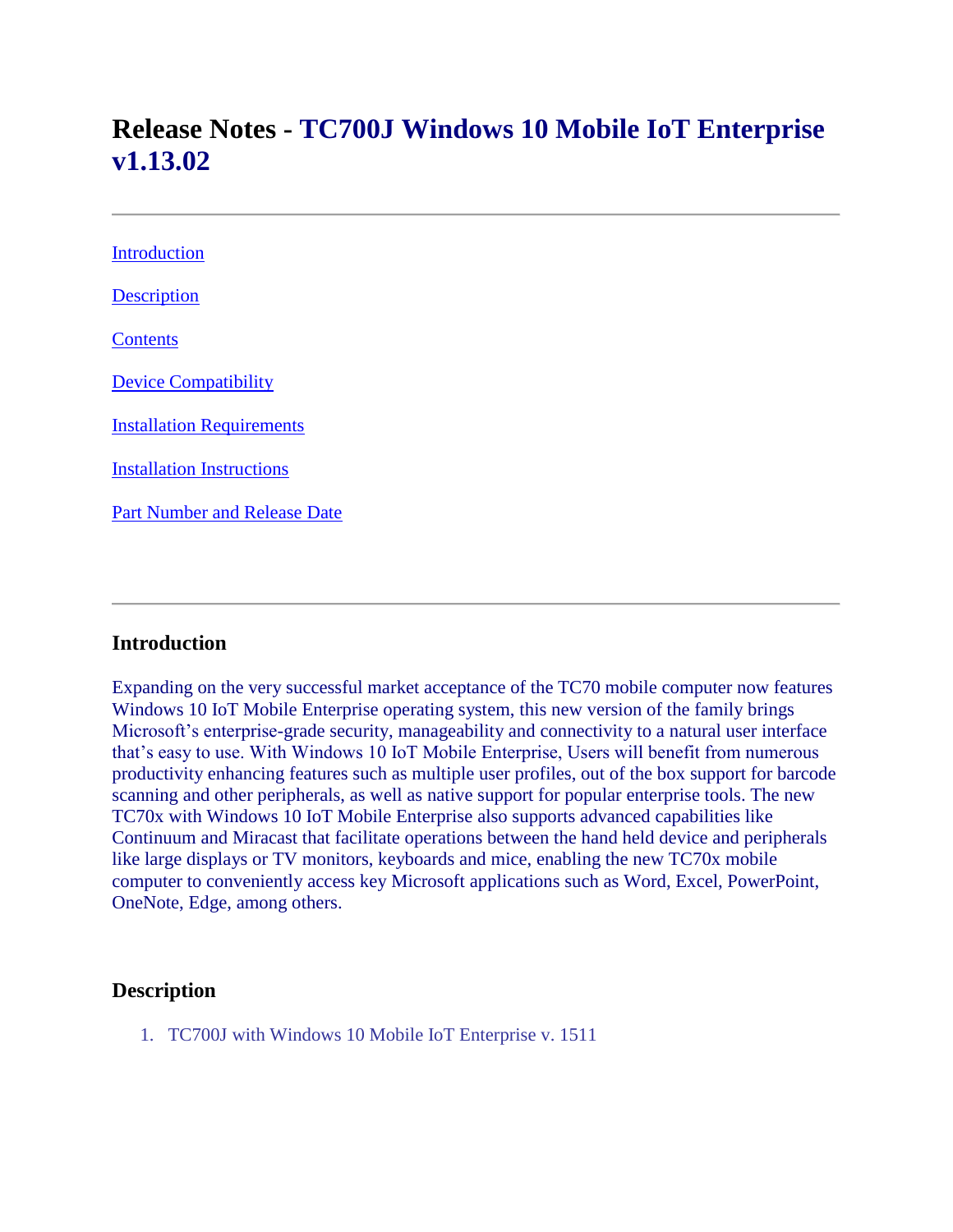# Release Notes - TC700J Windows 10 Mobile IoT Enterprise v1.13.02

---

Introduction

Description

Contents

Device Compatibility

Installation Requirements

Installation Instructions

Part Number and Release Date

---

### Introduction

Expanding on the very successful market acceptance of the TC70 mobile computer now features Windows 10 IoT Mobile Enterprise operating system, this new version of the family brings Microsoft's enterprise-grade security, manageability and connectivity to a natural user interface that's easy to use. With Windows 10 IoT Mobile Enterprise, Users will benefit from numerous productivity enhancing features such as multiple user profiles, out of the box support for barcode scanning and other peripherals, as well as native support for popular enterprise tools. The new TC70x with Windows 10 IoT Mobile Enterprise also supports advanced capabilities like Continuum and Miracast that facilitate operations between the hand held device and peripherals like large displays or TV monitors, keyboards and mice, enabling the new TC70x mobile computer to conveniently access key Microsoft applications such as Word, Excel, PowerPoint, OneNote, Edge, among others.

### Description

1. TC700J with Windows 10 Mobile IoT Enterprise v. 1511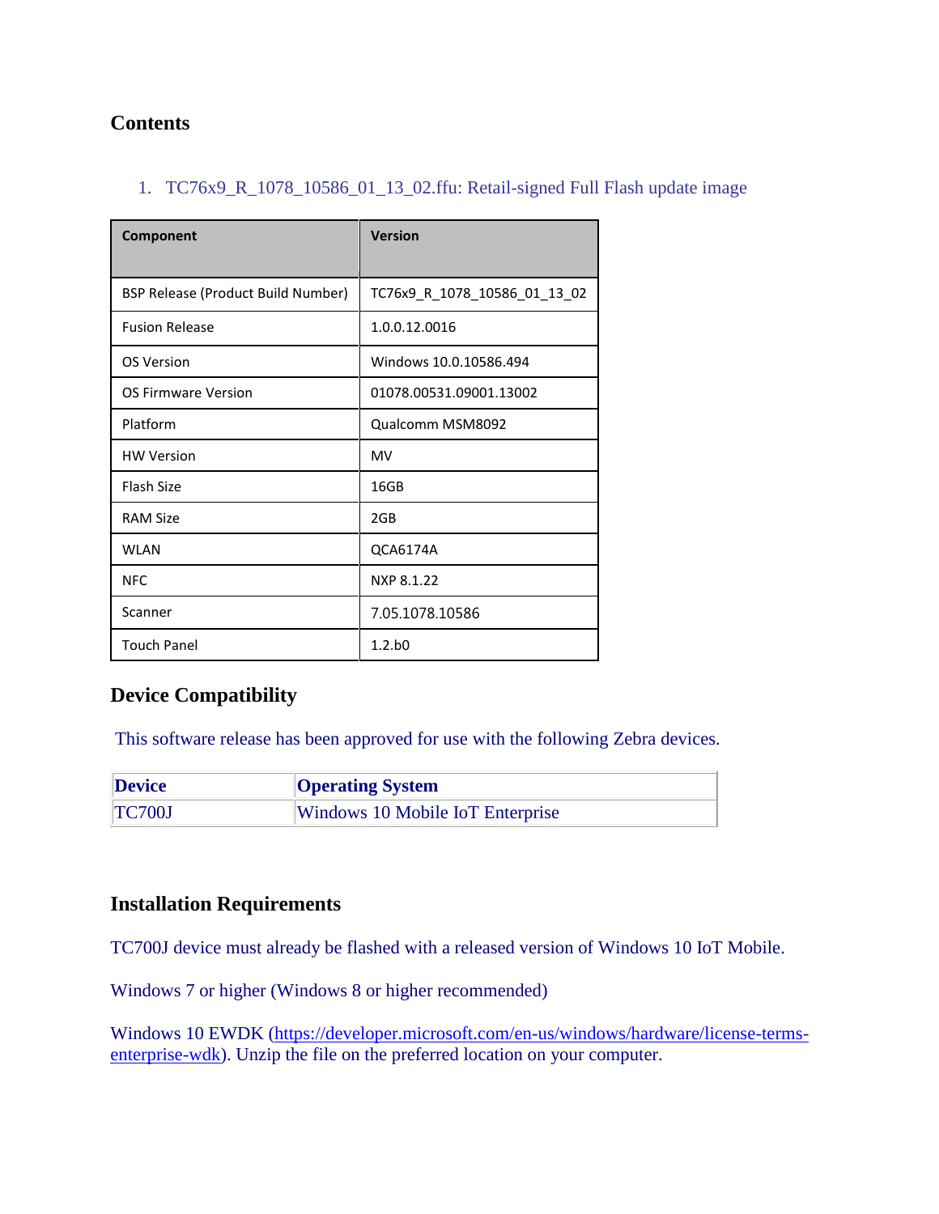## Contents

1. TC76x9_R_1078_10586_01_13_02.ffu: Retail-signed Full Flash update image

| Component | Version |
|---|---|
| BSP Release (Product Build Number) | TC76x9_R_1078_10586_01_13_02 |
| Fusion Release | 1.0.0.12.0016 |
| OS Version | Windows 10.0.10586.494 |
| OS Firmware Version | 01078.00531.09001.13002 |
| Platform | Qualcomm MSM8092 |
| HW Version | MV |
| Flash Size | 16GB |
| RAM Size | 2GB |
| WLAN | QCA6174A |
| NFC | NXP 8.1.22 |
| Scanner | 7.05.1078.10586 |
| Touch Panel | 1.2.b0 |

## Device Compatibility

This software release has been approved for use with the following Zebra devices.

| Device | Operating System |
|---|---|
| TC700J | Windows 10 Mobile IoT Enterprise |

## Installation Requirements

TC700J device must already be flashed with a released version of Windows 10 IoT Mobile.

Windows 7 or higher (Windows 8 or higher recommended)

Windows 10 EWDK (https://developer.microsoft.com/en-us/windows/hardware/license-terms-enterprise-wdk). Unzip the file on the preferred location on your computer.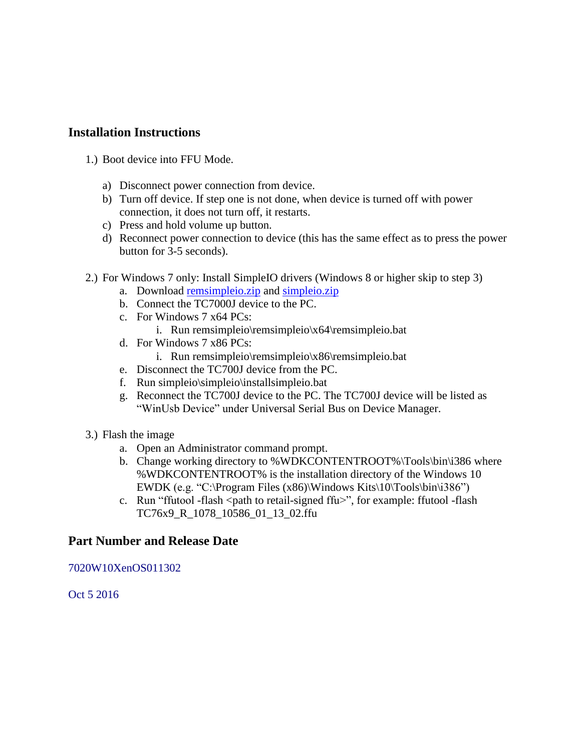## Installation Instructions

1.) Boot device into FFU Mode.

a) Disconnect power connection from device.
b) Turn off device. If step one is not done, when device is turned off with power connection, it does not turn off, it restarts.
c) Press and hold volume up button.
d) Reconnect power connection to device (this has the same effect as to press the power button for 3-5 seconds).

2.) For Windows 7 only: Install SimpleIO drivers (Windows 8 or higher skip to step 3)

a. Download [remsimpleio.zip]() and [simpleio.zip]()
b. Connect the TC7000J device to the PC.
c. For Windows 7 x64 PCs:
   i. Run remsimpleio\remsimpleio\x64\remsimpleio.bat
d. For Windows 7 x86 PCs:
   i. Run remsimpleio\remsimpleio\x86\remsimpleio.bat
e. Disconnect the TC700J device from the PC.
f. Run simpleio\simpleio\installsimpleio.bat
g. Reconnect the TC700J device to the PC. The TC700J device will be listed as “WinUsb Device” under Universal Serial Bus on Device Manager.

3.) Flash the image

a. Open an Administrator command prompt.
b. Change working directory to %WDKCONTENTROOT%\Tools\bin\i386 where %WDKCONTENTROOT% is the installation directory of the Windows 10 EWDK (e.g. “C:\Program Files (x86)\Windows Kits\10\Tools\bin\i386”)
c. Run “ffutool -flash <path to retail-signed ffu>”, for example: ffutool -flash TC76x9_R_1078_10586_01_13_02.ffu

## Part Number and Release Date

7020W10XenOS011302

Oct 5 2016